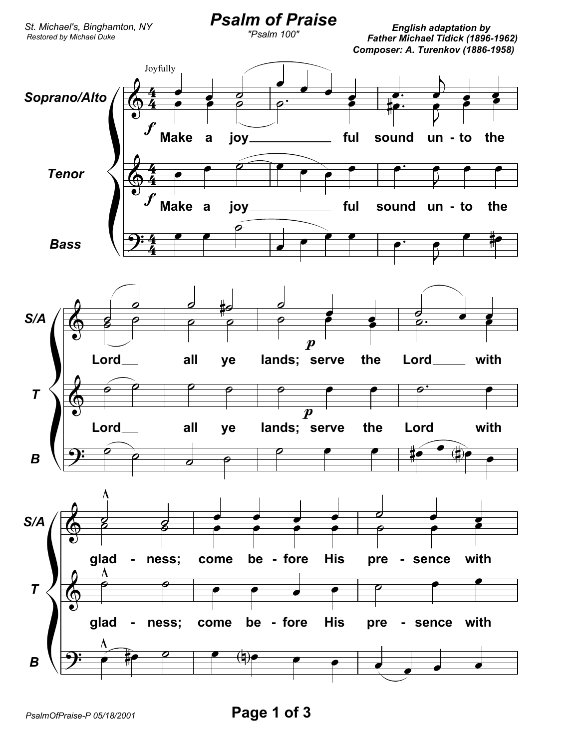St. Michael's, Binghamton, NY
Restored by Michael Duke

# Psalm of Praise

"Psalm 100"

***English adaptation by Father Michael Tidick (1896-1962)***
***Composer: A. Turenkov (1886-1958)***

Joyfully

Soprano/Alto, Tenor, Bass

*f* Make a joy___ ful sound un - to the Lord___ all ye lands; *p* serve the Lord___ with glad - ness; come be - fore His pre - sence with

PsalmOfPraise-P 05/18/2001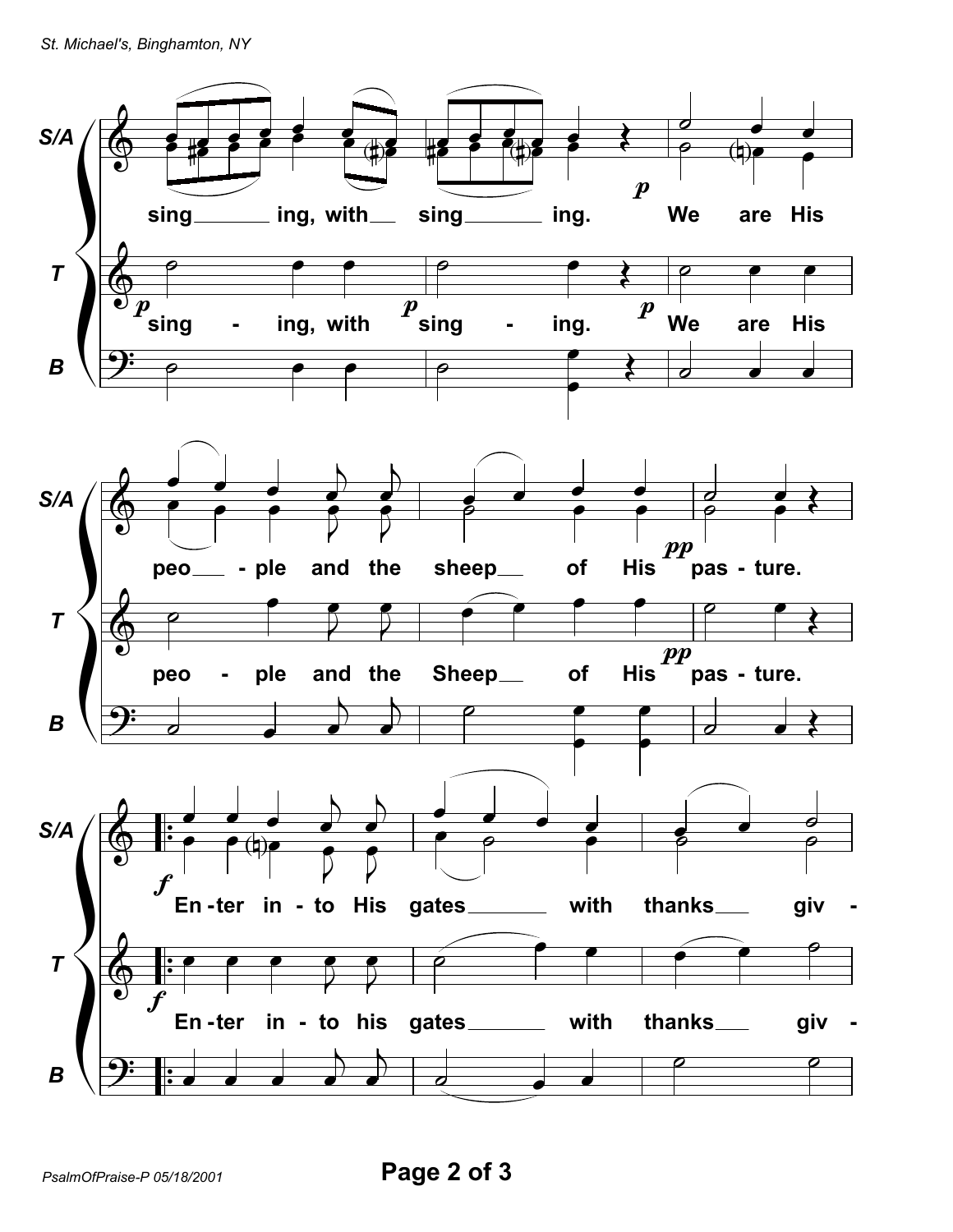S/A: singing, with singing. *p* We are His people and the sheep of His *pp* pasture.

T: *p* sing - ing, with *p* sing - ing. *p* We are His people and the Sheep of His *pp* pas - ture.

S/A: *f* En - ter in - to His gates with thanks giv -

T: *f* En - ter in - to his gates with thanks giv -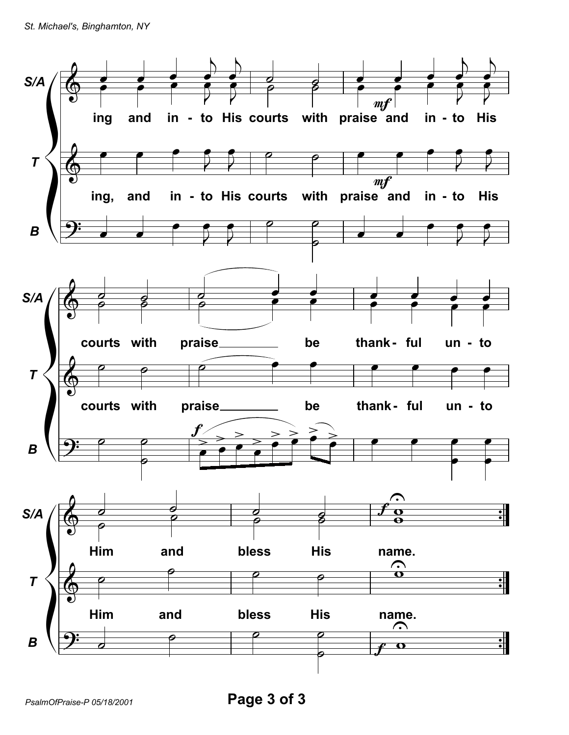S/A: ing and in - to His courts with praise and in - to His

T: ing, and in - to His courts with praise and in - to His

S/A: courts with praise be thank - ful un - to

T: courts with praise be thank - ful un - to

S/A: Him and bless His name.

T: Him and bless His name.